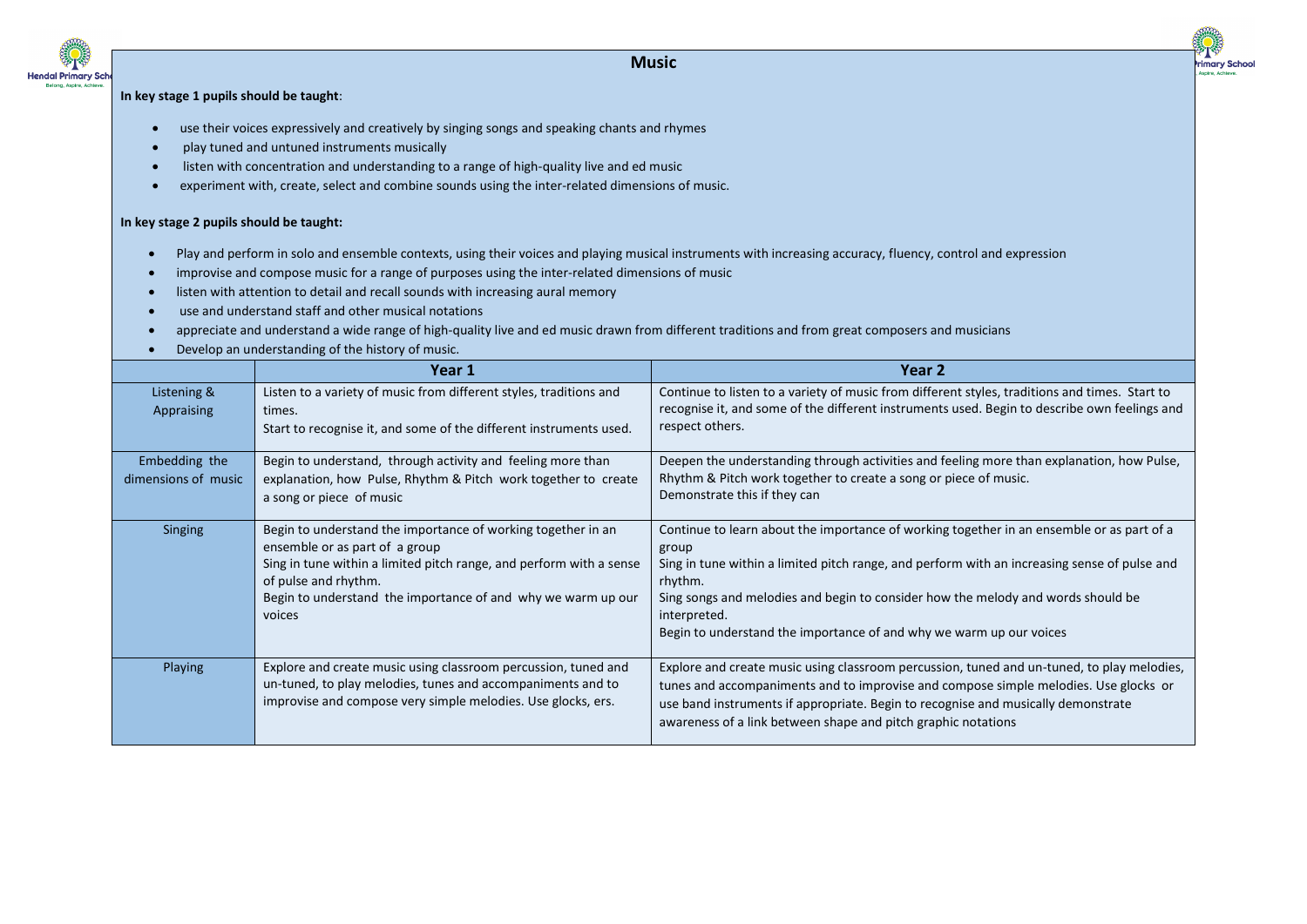# Music

**In key stage 1 pupils should be taught**:

- use their voices expressively and creatively by singing songs and speaking chants and rhymes
- play tuned and untuned instruments musically
- listen with concentration and understanding to a range of high-quality live and ed music
- experiment with, create, select and combine sounds using the inter-related dimensions of music.

**In key stage 2 pupils should be taught:**

- Play and perform in solo and ensemble contexts, using their voices and playing musical instruments with increasing accuracy, fluency, control and expression
- improvise and compose music for a range of purposes using the inter-related dimensions of music
- listen with attention to detail and recall sounds with increasing aural memory
- use and understand staff and other musical notations
- appreciate and understand a wide range of high-quality live and ed music drawn from different traditions and from great composers and musicians
- Develop an understanding of the history of music.

| | Year 1 | Year 2 |
|---|---|---|
| Listening & Appraising | Listen to a variety of music from different styles, traditions and times.<br>Start to recognise it, and some of the different instruments used. | Continue to listen to a variety of music from different styles, traditions and times. Start to recognise it, and some of the different instruments used. Begin to describe own feelings and respect others. |
| Embedding the dimensions of music | Begin to understand, through activity and feeling more than explanation, how Pulse, Rhythm & Pitch work together to create a song or piece of music | Deepen the understanding through activities and feeling more than explanation, how Pulse, Rhythm & Pitch work together to create a song or piece of music.<br>Demonstrate this if they can |
| Singing | Begin to understand the importance of working together in an ensemble or as part of a group<br>Sing in tune within a limited pitch range, and perform with a sense of pulse and rhythm.<br>Begin to understand the importance of and why we warm up our voices | Continue to learn about the importance of working together in an ensemble or as part of a group<br>Sing in tune within a limited pitch range, and perform with an increasing sense of pulse and rhythm.<br>Sing songs and melodies and begin to consider how the melody and words should be interpreted.<br>Begin to understand the importance of and why we warm up our voices |
| Playing | Explore and create music using classroom percussion, tuned and un-tuned, to play melodies, tunes and accompaniments and to improvise and compose very simple melodies. Use glocks, ers. | Explore and create music using classroom percussion, tuned and un-tuned, to play melodies, tunes and accompaniments and to improvise and compose simple melodies. Use glocks or use band instruments if appropriate. Begin to recognise and musically demonstrate awareness of a link between shape and pitch graphic notations |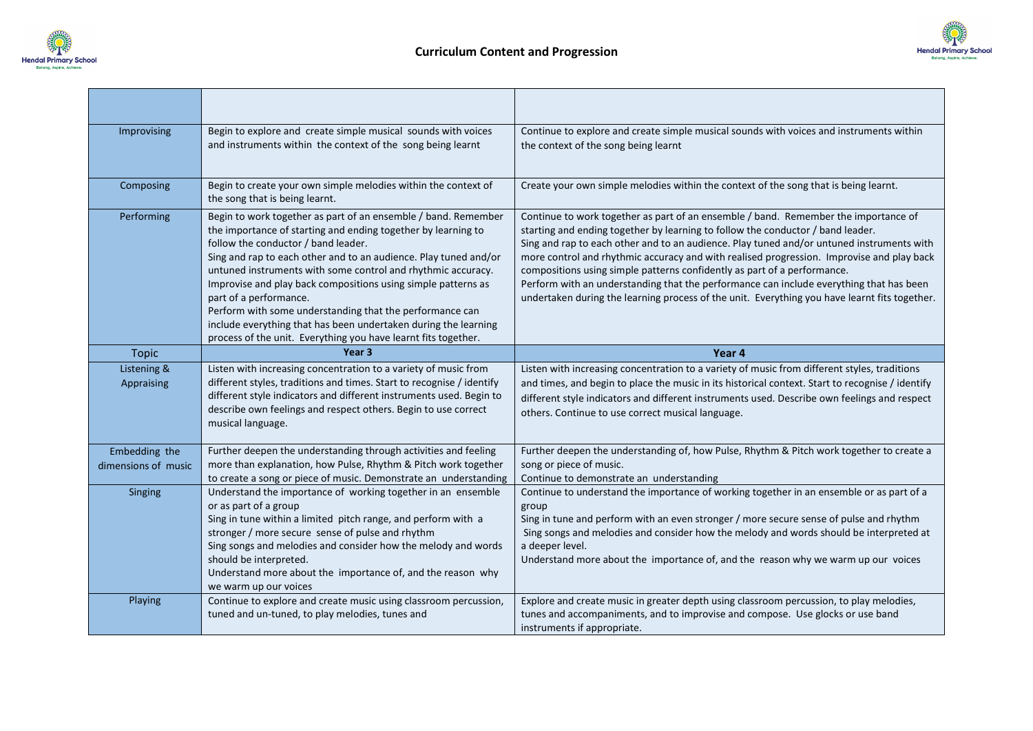## Curriculum Content and Progression

| | | |
|---|---|---|
| Improvising | Begin to explore and create simple musical sounds with voices and instruments within the context of the song being learnt | Continue to explore and create simple musical sounds with voices and instruments within the context of the song being learnt |
| Composing | Begin to create your own simple melodies within the context of the song that is being learnt. | Create your own simple melodies within the context of the song that is being learnt. |
| Performing | Begin to work together as part of an ensemble / band. Remember the importance of starting and ending together by learning to follow the conductor / band leader.<br>Sing and rap to each other and to an audience. Play tuned and/or untuned instruments with some control and rhythmic accuracy. Improvise and play back compositions using simple patterns as part of a performance.<br>Perform with some understanding that the performance can include everything that has been undertaken during the learning process of the unit. Everything you have learnt fits together. | Continue to work together as part of an ensemble / band. Remember the importance of starting and ending together by learning to follow the conductor / band leader.<br>Sing and rap to each other and to an audience. Play tuned and/or untuned instruments with more control and rhythmic accuracy and with realised progression. Improvise and play back compositions using simple patterns confidently as part of a performance.<br>Perform with an understanding that the performance can include everything that has been undertaken during the learning process of the unit. Everything you have learnt fits together. |
| **Topic** | **Year 3** | **Year 4** |
| Listening & Appraising | Listen with increasing concentration to a variety of music from different styles, traditions and times. Start to recognise / identify different style indicators and different instruments used. Begin to describe own feelings and respect others. Begin to use correct musical language. | Listen with increasing concentration to a variety of music from different styles, traditions and times, and begin to place the music in its historical context. Start to recognise / identify different style indicators and different instruments used. Describe own feelings and respect others. Continue to use correct musical language. |
| Embedding the dimensions of music | Further deepen the understanding through activities and feeling more than explanation, how Pulse, Rhythm & Pitch work together to create a song or piece of music. Demonstrate an understanding | Further deepen the understanding of, how Pulse, Rhythm & Pitch work together to create a song or piece of music.<br>Continue to demonstrate an understanding |
| Singing | Understand the importance of working together in an ensemble or as part of a group<br>Sing in tune within a limited pitch range, and perform with a stronger / more secure sense of pulse and rhythm<br>Sing songs and melodies and consider how the melody and words should be interpreted.<br>Understand more about the importance of, and the reason why we warm up our voices | Continue to understand the importance of working together in an ensemble or as part of a group<br>Sing in tune and perform with an even stronger / more secure sense of pulse and rhythm<br>Sing songs and melodies and consider how the melody and words should be interpreted at a deeper level.<br>Understand more about the importance of, and the reason why we warm up our voices |
| Playing | Continue to explore and create music using classroom percussion, tuned and un-tuned, to play melodies, tunes and | Explore and create music in greater depth using classroom percussion, to play melodies, tunes and accompaniments, and to improvise and compose. Use glocks or use band instruments if appropriate. |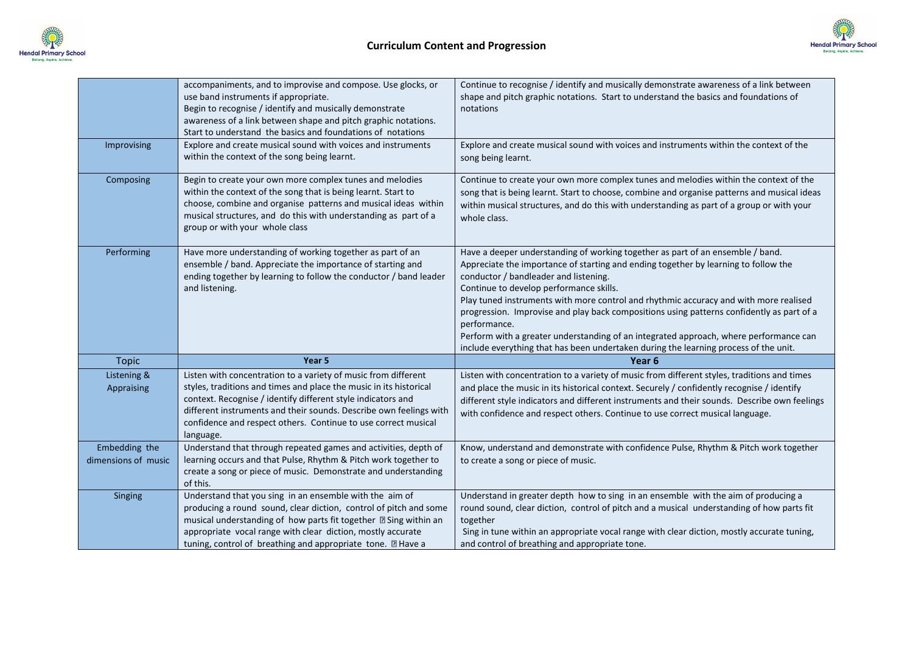## Curriculum Content and Progression

| | | |
|---|---|---|
| | accompaniments, and to improvise and compose. Use glocks, or use band instruments if appropriate. Begin to recognise / identify and musically demonstrate awareness of a link between shape and pitch graphic notations. Start to understand the basics and foundations of notations | Continue to recognise / identify and musically demonstrate awareness of a link between shape and pitch graphic notations. Start to understand the basics and foundations of notations |
| Improvising | Explore and create musical sound with voices and instruments within the context of the song being learnt. | Explore and create musical sound with voices and instruments within the context of the song being learnt. |
| Composing | Begin to create your own more complex tunes and melodies within the context of the song that is being learnt. Start to choose, combine and organise patterns and musical ideas within musical structures, and do this with understanding as part of a group or with your whole class | Continue to create your own more complex tunes and melodies within the context of the song that is being learnt. Start to choose, combine and organise patterns and musical ideas within musical structures, and do this with understanding as part of a group or with your whole class. |
| Performing | Have more understanding of working together as part of an ensemble / band. Appreciate the importance of starting and ending together by learning to follow the conductor / band leader and listening. | Have a deeper understanding of working together as part of an ensemble / band. Appreciate the importance of starting and ending together by learning to follow the conductor / bandleader and listening. Continue to develop performance skills. Play tuned instruments with more control and rhythmic accuracy and with more realised progression. Improvise and play back compositions using patterns confidently as part of a performance. Perform with a greater understanding of an integrated approach, where performance can include everything that has been undertaken during the learning process of the unit. |
| **Topic** | **Year 5** | **Year 6** |
| Listening & Appraising | Listen with concentration to a variety of music from different styles, traditions and times and place the music in its historical context. Recognise / identify different style indicators and different instruments and their sounds. Describe own feelings with confidence and respect others. Continue to use correct musical language. | Listen with concentration to a variety of music from different styles, traditions and times and place the music in its historical context. Securely / confidently recognise / identify different style indicators and different instruments and their sounds. Describe own feelings with confidence and respect others. Continue to use correct musical language. |
| Embedding the dimensions of music | Understand that through repeated games and activities, depth of learning occurs and that Pulse, Rhythm & Pitch work together to create a song or piece of music. Demonstrate and understanding of this. | Know, understand and demonstrate with confidence Pulse, Rhythm & Pitch work together to create a song or piece of music. |
| Singing | Understand that you sing in an ensemble with the aim of producing a round sound, clear diction, control of pitch and some musical understanding of how parts fit together Sing within an appropriate vocal range with clear diction, mostly accurate tuning, control of breathing and appropriate tone. Have a | Understand in greater depth how to sing in an ensemble with the aim of producing a round sound, clear diction, control of pitch and a musical understanding of how parts fit together Sing in tune within an appropriate vocal range with clear diction, mostly accurate tuning, and control of breathing and appropriate tone. |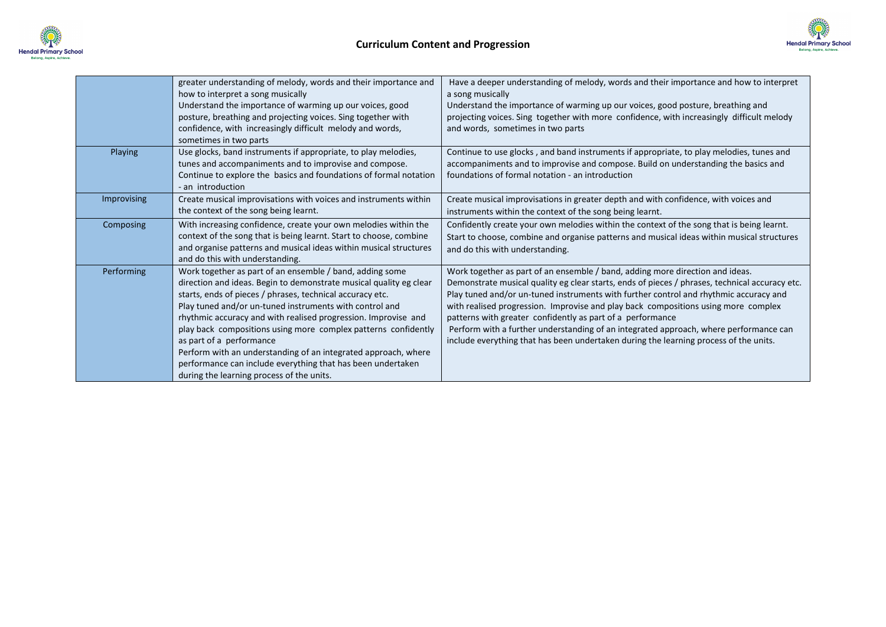# Curriculum Content and Progression

| | | |
|---|---|---|
| | greater understanding of melody, words and their importance and how to interpret a song musically<br>Understand the importance of warming up our voices, good posture, breathing and projecting voices. Sing together with confidence, with increasingly difficult melody and words, sometimes in two parts | Have a deeper understanding of melody, words and their importance and how to interpret a song musically<br>Understand the importance of warming up our voices, good posture, breathing and projecting voices. Sing together with more confidence, with increasingly difficult melody and words, sometimes in two parts |
| Playing | Use glocks, band instruments if appropriate, to play melodies, tunes and accompaniments and to improvise and compose. Continue to explore the basics and foundations of formal notation - an introduction | Continue to use glocks , and band instruments if appropriate, to play melodies, tunes and accompaniments and to improvise and compose. Build on understanding the basics and foundations of formal notation - an introduction |
| Improvising | Create musical improvisations with voices and instruments within the context of the song being learnt. | Create musical improvisations in greater depth and with confidence, with voices and instruments within the context of the song being learnt. |
| Composing | With increasing confidence, create your own melodies within the context of the song that is being learnt. Start to choose, combine and organise patterns and musical ideas within musical structures and do this with understanding. | Confidently create your own melodies within the context of the song that is being learnt. Start to choose, combine and organise patterns and musical ideas within musical structures and do this with understanding. |
| Performing | Work together as part of an ensemble / band, adding some direction and ideas. Begin to demonstrate musical quality eg clear starts, ends of pieces / phrases, technical accuracy etc.<br>Play tuned and/or un-tuned instruments with control and rhythmic accuracy and with realised progression. Improvise and play back compositions using more complex patterns confidently as part of a performance<br>Perform with an understanding of an integrated approach, where performance can include everything that has been undertaken during the learning process of the units. | Work together as part of an ensemble / band, adding more direction and ideas.<br>Demonstrate musical quality eg clear starts, ends of pieces / phrases, technical accuracy etc.<br>Play tuned and/or un-tuned instruments with further control and rhythmic accuracy and with realised progression. Improvise and play back compositions using more complex patterns with greater confidently as part of a performance<br>Perform with a further understanding of an integrated approach, where performance can include everything that has been undertaken during the learning process of the units. |